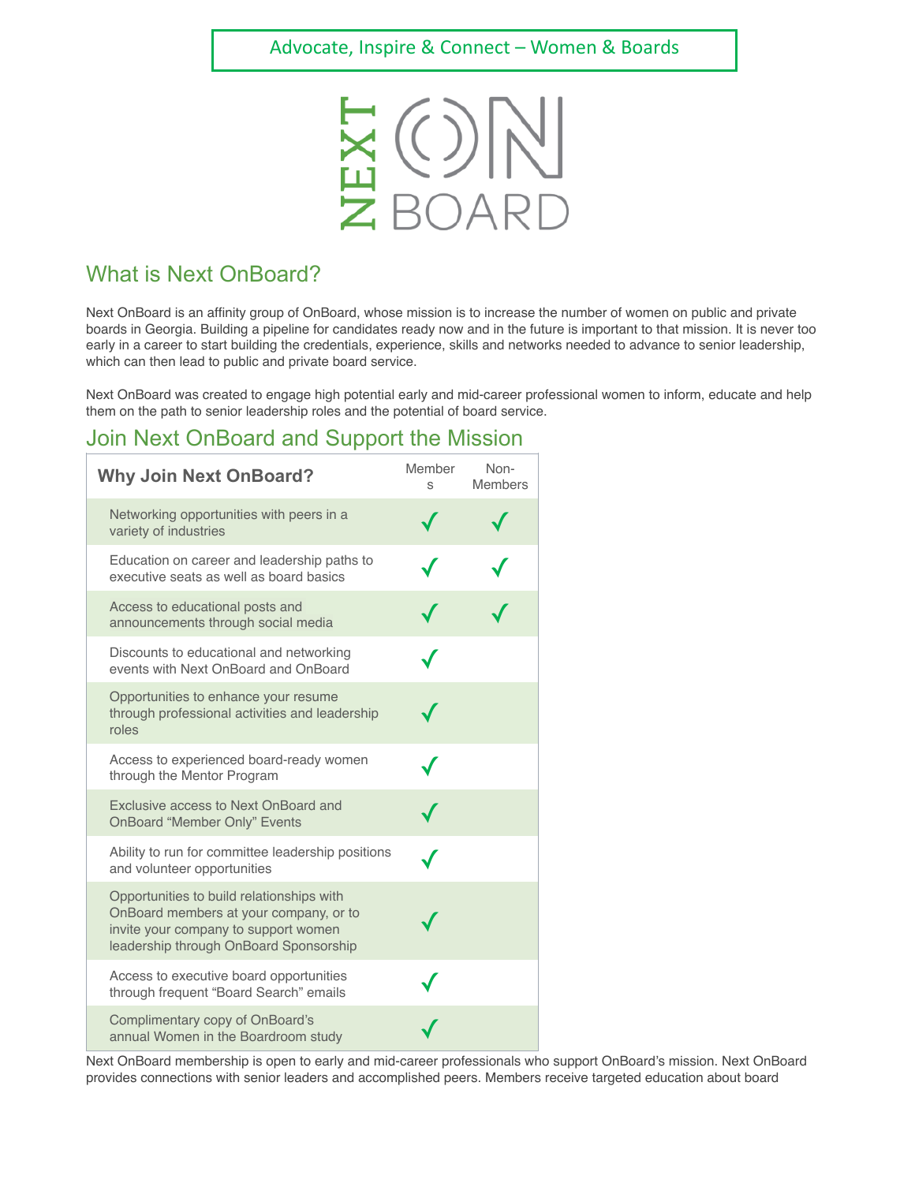Advocate, Inspire & Connect – Women & Boards

NEXT ON BOARD

## What is Next OnBoard?

Next OnBoard is an affinity group of OnBoard, whose mission is to increase the number of women on public and private boards in Georgia. Building a pipeline for candidates ready now and in the future is important to that mission. It is never too early in a career to start building the credentials, experience, skills and networks needed to advance to senior leadership, which can then lead to public and private board service.

Next OnBoard was created to engage high potential early and mid-career professional women to inform, educate and help them on the path to senior leadership roles and the potential of board service.

## Join Next OnBoard and Support the Mission

| Why Join Next OnBoard? | Members | Non-Members |
|---|---|---|
| Networking opportunities with peers in a variety of industries | ✓ | ✓ |
| Education on career and leadership paths to executive seats as well as board basics | ✓ | ✓ |
| Access to educational posts and announcements through social media | ✓ | ✓ |
| Discounts to educational and networking events with Next OnBoard and OnBoard | ✓ | |
| Opportunities to enhance your resume through professional activities and leadership roles | ✓ | |
| Access to experienced board-ready women through the Mentor Program | ✓ | |
| Exclusive access to Next OnBoard and OnBoard "Member Only" Events | ✓ | |
| Ability to run for committee leadership positions and volunteer opportunities | ✓ | |
| Opportunities to build relationships with OnBoard members at your company, or to invite your company to support women leadership through OnBoard Sponsorship | ✓ | |
| Access to executive board opportunities through frequent "Board Search" emails | ✓ | |
| Complimentary copy of OnBoard's annual Women in the Boardroom study | ✓ | |

Next OnBoard membership is open to early and mid-career professionals who support OnBoard's mission. Next OnBoard provides connections with senior leaders and accomplished peers. Members receive targeted education about board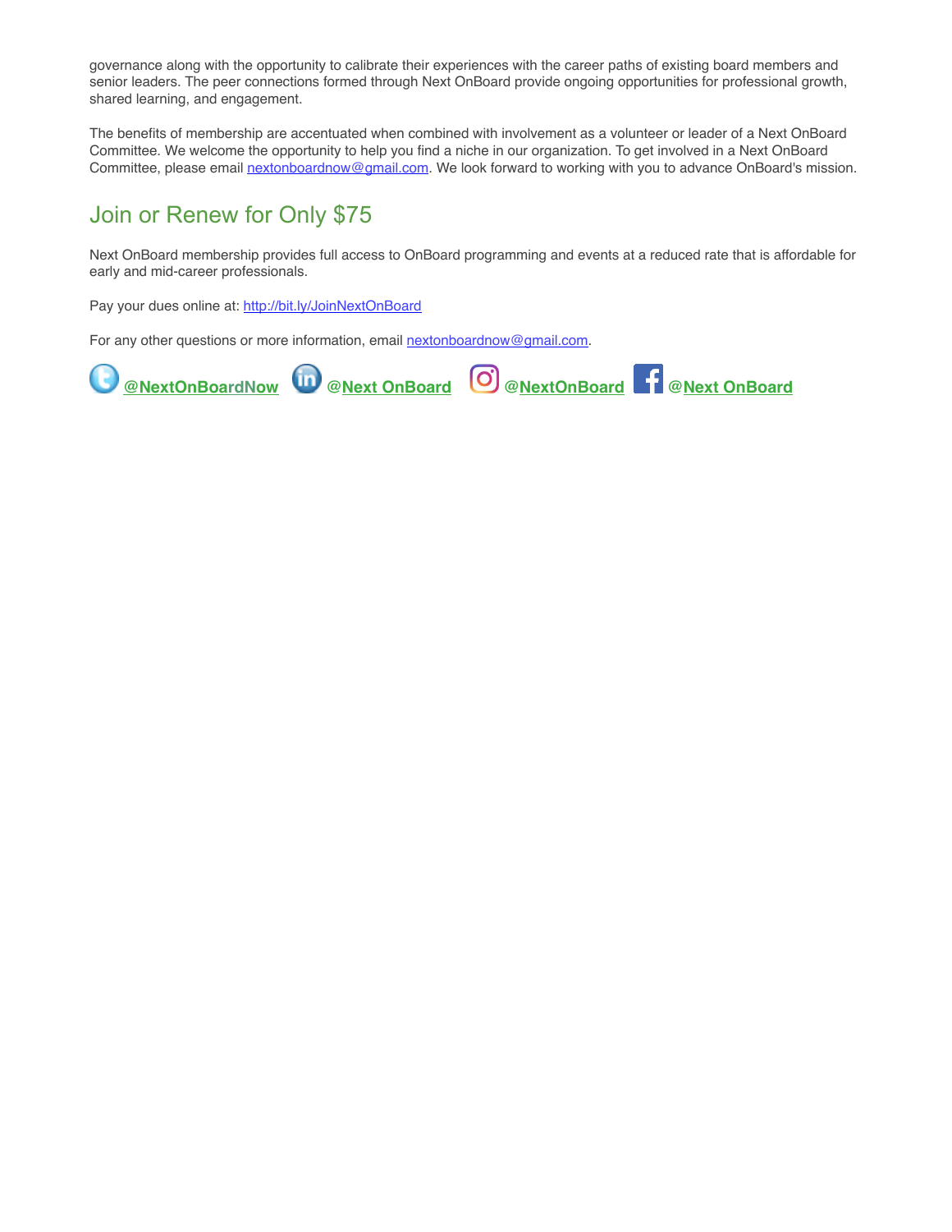governance along with the opportunity to calibrate their experiences with the career paths of existing board members and senior leaders. The peer connections formed through Next OnBoard provide ongoing opportunities for professional growth, shared learning, and engagement.

The benefits of membership are accentuated when combined with involvement as a volunteer or leader of a Next OnBoard Committee. We welcome the opportunity to help you find a niche in our organization. To get involved in a Next OnBoard Committee, please email nextonboardnow@gmail.com. We look forward to working with you to advance OnBoard's mission.

## Join or Renew for Only $75

Next OnBoard membership provides full access to OnBoard programming and events at a reduced rate that is affordable for early and mid-career professionals.

Pay your dues online at: http://bit.ly/JoinNextOnBoard

For any other questions or more information, email nextonboardnow@gmail.com.

**@NextOnBoardNow** **@Next OnBoard** **@NextOnBoard** **@Next OnBoard**